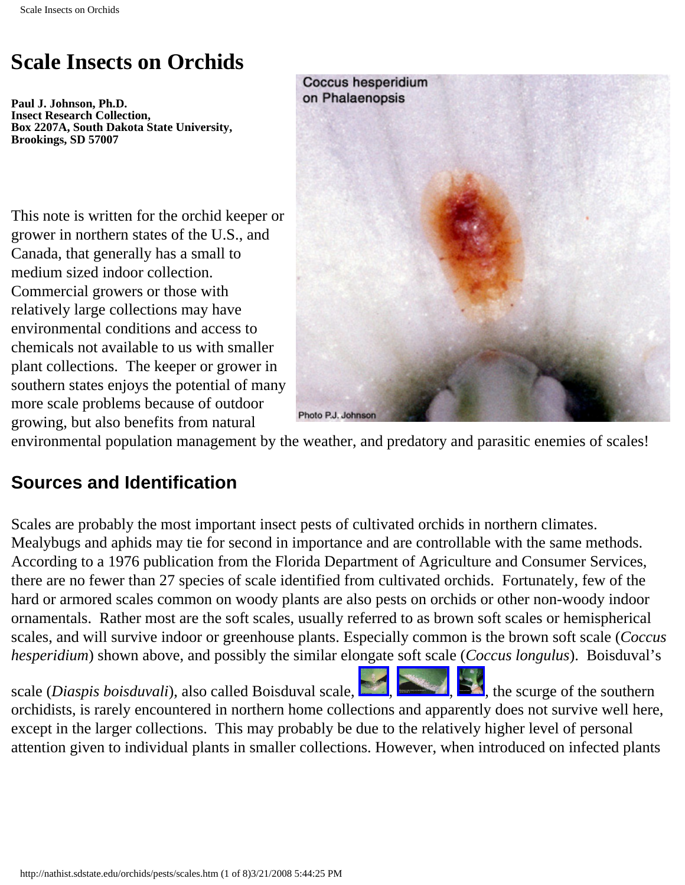# Scale Insects on Orchids

**Paul J. Johnson, Ph.D.**
**Insect Research Collection,**
**Box 2207A, South Dakota State University,**
**Brookings, SD 57007**

This note is written for the orchid keeper or grower in northern states of the U.S., and Canada, that generally has a small to medium sized indoor collection. Commercial growers or those with relatively large collections may have environmental conditions and access to chemicals not available to us with smaller plant collections. The keeper or grower in southern states enjoys the potential of many more scale problems because of outdoor growing, but also benefits from natural environmental population management by the weather, and predatory and parasitic enemies of scales!

## Sources and Identification

Scales are probably the most important insect pests of cultivated orchids in northern climates. Mealybugs and aphids may tie for second in importance and are controllable with the same methods. According to a 1976 publication from the Florida Department of Agriculture and Consumer Services, there are no fewer than 27 species of scale identified from cultivated orchids. Fortunately, few of the hard or armored scales common on woody plants are also pests on orchids or other non-woody indoor ornamentals. Rather most are the soft scales, usually referred to as brown soft scales or hemispherical scales, and will survive indoor or greenhouse plants. Especially common is the brown soft scale (*Coccus hesperidium*) shown above, and possibly the similar elongate soft scale (*Coccus longulus*). Boisduval's scale (*Diaspis boisduvali*), also called Boisduval scale, , , , the scurge of the southern orchidists, is rarely encountered in northern home collections and apparently does not survive well here, except in the larger collections. This may probably be due to the relatively higher level of personal attention given to individual plants in smaller collections. However, when introduced on infected plants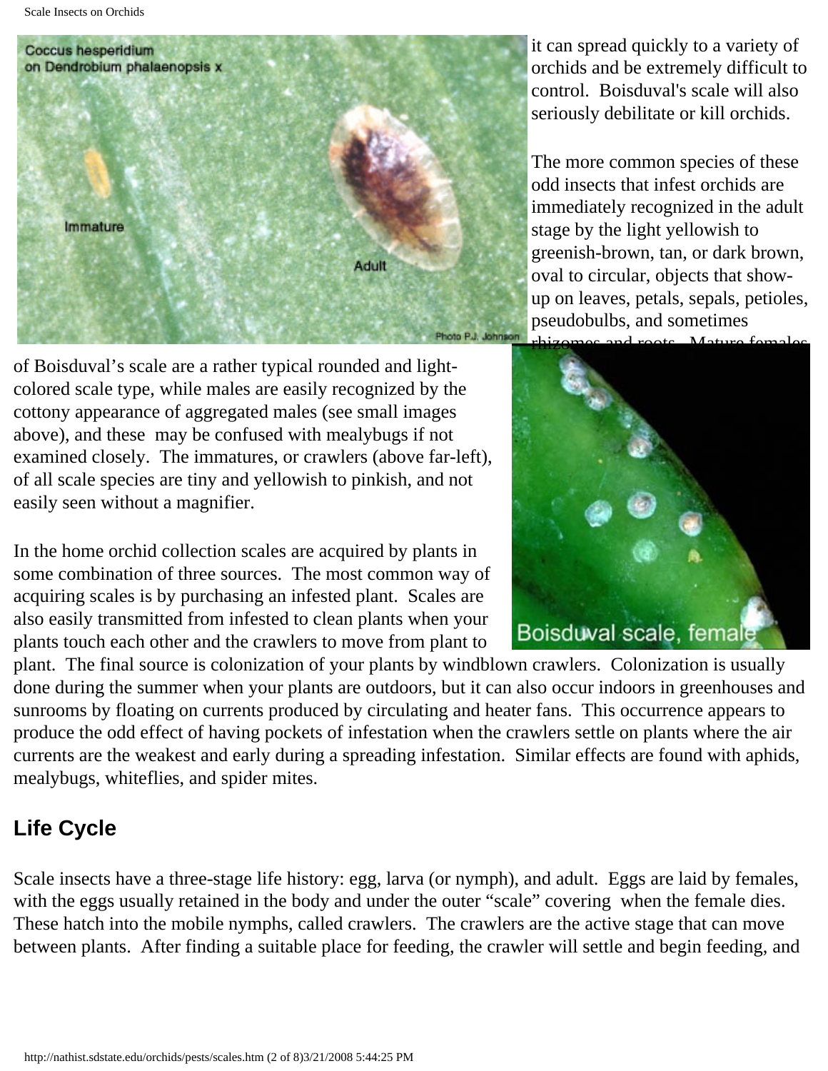it can spread quickly to a variety of orchids and be extremely difficult to control. Boisduval's scale will also seriously debilitate or kill orchids.

The more common species of these odd insects that infest orchids are immediately recognized in the adult stage by the light yellowish to greenish-brown, tan, or dark brown, oval to circular, objects that show-up on leaves, petals, sepals, petioles, pseudobulbs, and sometimes rhizomes and roots. Mature females of Boisduval's scale are a rather typical rounded and light-colored scale type, while males are easily recognized by the cottony appearance of aggregated males (see small images above), and these may be confused with mealybugs if not examined closely. The immatures, or crawlers (above far-left), of all scale species are tiny and yellowish to pinkish, and not easily seen without a magnifier.

In the home orchid collection scales are acquired by plants in some combination of three sources. The most common way of acquiring scales is by purchasing an infested plant. Scales are also easily transmitted from infested to clean plants when your plants touch each other and the crawlers to move from plant to plant. The final source is colonization of your plants by windblown crawlers. Colonization is usually done during the summer when your plants are outdoors, but it can also occur indoors in greenhouses and sunrooms by floating on currents produced by circulating and heater fans. This occurrence appears to produce the odd effect of having pockets of infestation when the crawlers settle on plants where the air currents are the weakest and early during a spreading infestation. Similar effects are found with aphids, mealybugs, whiteflies, and spider mites.

## Life Cycle

Scale insects have a three-stage life history: egg, larva (or nymph), and adult. Eggs are laid by females, with the eggs usually retained in the body and under the outer "scale" covering when the female dies. These hatch into the mobile nymphs, called crawlers. The crawlers are the active stage that can move between plants. After finding a suitable place for feeding, the crawler will settle and begin feeding, and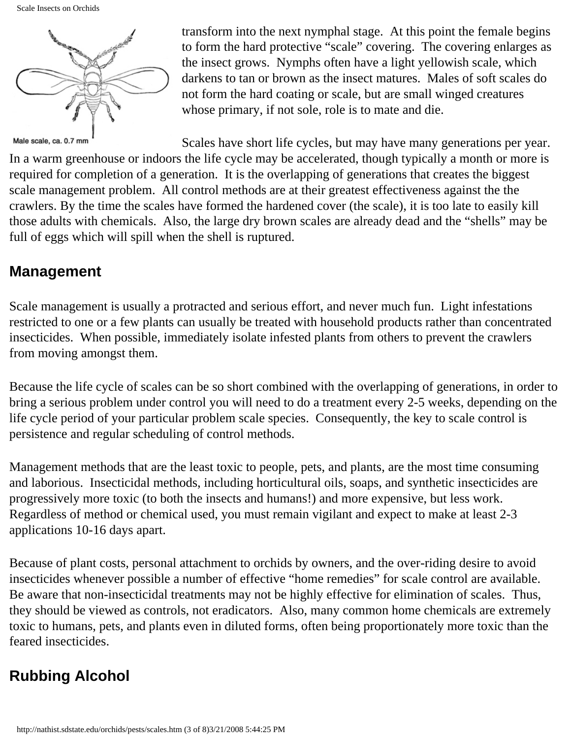Male scale, ca. 0.7 mm

transform into the next nymphal stage. At this point the female begins to form the hard protective "scale" covering. The covering enlarges as the insect grows. Nymphs often have a light yellowish scale, which darkens to tan or brown as the insect matures. Males of soft scales do not form the hard coating or scale, but are small winged creatures whose primary, if not sole, role is to mate and die.

Scales have short life cycles, but may have many generations per year. In a warm greenhouse or indoors the life cycle may be accelerated, though typically a month or more is required for completion of a generation. It is the overlapping of generations that creates the biggest scale management problem. All control methods are at their greatest effectiveness against the the crawlers. By the time the scales have formed the hardened cover (the scale), it is too late to easily kill those adults with chemicals. Also, the large dry brown scales are already dead and the "shells" may be full of eggs which will spill when the shell is ruptured.

## Management

Scale management is usually a protracted and serious effort, and never much fun. Light infestations restricted to one or a few plants can usually be treated with household products rather than concentrated insecticides. When possible, immediately isolate infested plants from others to prevent the crawlers from moving amongst them.

Because the life cycle of scales can be so short combined with the overlapping of generations, in order to bring a serious problem under control you will need to do a treatment every 2-5 weeks, depending on the life cycle period of your particular problem scale species. Consequently, the key to scale control is persistence and regular scheduling of control methods.

Management methods that are the least toxic to people, pets, and plants, are the most time consuming and laborious. Insecticidal methods, including horticultural oils, soaps, and synthetic insecticides are progressively more toxic (to both the insects and humans!) and more expensive, but less work. Regardless of method or chemical used, you must remain vigilant and expect to make at least 2-3 applications 10-16 days apart.

Because of plant costs, personal attachment to orchids by owners, and the over-riding desire to avoid insecticides whenever possible a number of effective "home remedies" for scale control are available. Be aware that non-insecticidal treatments may not be highly effective for elimination of scales. Thus, they should be viewed as controls, not eradicators. Also, many common home chemicals are extremely toxic to humans, pets, and plants even in diluted forms, often being proportionately more toxic than the feared insecticides.

## Rubbing Alcohol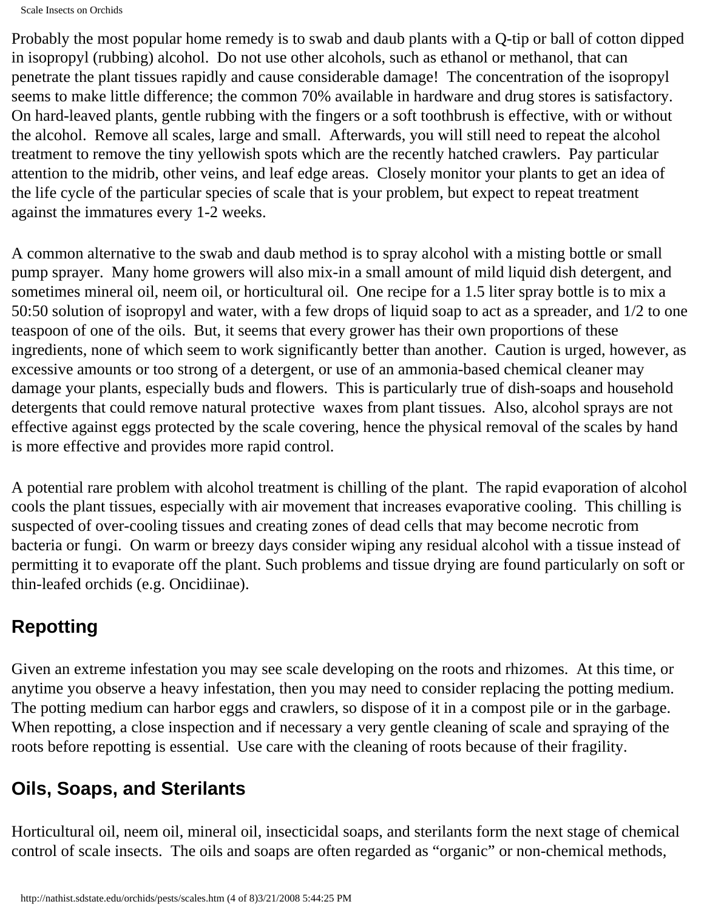Probably the most popular home remedy is to swab and daub plants with a Q-tip or ball of cotton dipped in isopropyl (rubbing) alcohol. Do not use other alcohols, such as ethanol or methanol, that can penetrate the plant tissues rapidly and cause considerable damage! The concentration of the isopropyl seems to make little difference; the common 70% available in hardware and drug stores is satisfactory. On hard-leaved plants, gentle rubbing with the fingers or a soft toothbrush is effective, with or without the alcohol. Remove all scales, large and small. Afterwards, you will still need to repeat the alcohol treatment to remove the tiny yellowish spots which are the recently hatched crawlers. Pay particular attention to the midrib, other veins, and leaf edge areas. Closely monitor your plants to get an idea of the life cycle of the particular species of scale that is your problem, but expect to repeat treatment against the immatures every 1-2 weeks.

A common alternative to the swab and daub method is to spray alcohol with a misting bottle or small pump sprayer. Many home growers will also mix-in a small amount of mild liquid dish detergent, and sometimes mineral oil, neem oil, or horticultural oil. One recipe for a 1.5 liter spray bottle is to mix a 50:50 solution of isopropyl and water, with a few drops of liquid soap to act as a spreader, and 1/2 to one teaspoon of one of the oils. But, it seems that every grower has their own proportions of these ingredients, none of which seem to work significantly better than another. Caution is urged, however, as excessive amounts or too strong of a detergent, or use of an ammonia-based chemical cleaner may damage your plants, especially buds and flowers. This is particularly true of dish-soaps and household detergents that could remove natural protective waxes from plant tissues. Also, alcohol sprays are not effective against eggs protected by the scale covering, hence the physical removal of the scales by hand is more effective and provides more rapid control.

A potential rare problem with alcohol treatment is chilling of the plant. The rapid evaporation of alcohol cools the plant tissues, especially with air movement that increases evaporative cooling. This chilling is suspected of over-cooling tissues and creating zones of dead cells that may become necrotic from bacteria or fungi. On warm or breezy days consider wiping any residual alcohol with a tissue instead of permitting it to evaporate off the plant. Such problems and tissue drying are found particularly on soft or thin-leafed orchids (e.g. Oncidiinae).

## Repotting

Given an extreme infestation you may see scale developing on the roots and rhizomes. At this time, or anytime you observe a heavy infestation, then you may need to consider replacing the potting medium. The potting medium can harbor eggs and crawlers, so dispose of it in a compost pile or in the garbage. When repotting, a close inspection and if necessary a very gentle cleaning of scale and spraying of the roots before repotting is essential. Use care with the cleaning of roots because of their fragility.

## Oils, Soaps, and Sterilants

Horticultural oil, neem oil, mineral oil, insecticidal soaps, and sterilants form the next stage of chemical control of scale insects. The oils and soaps are often regarded as "organic" or non-chemical methods,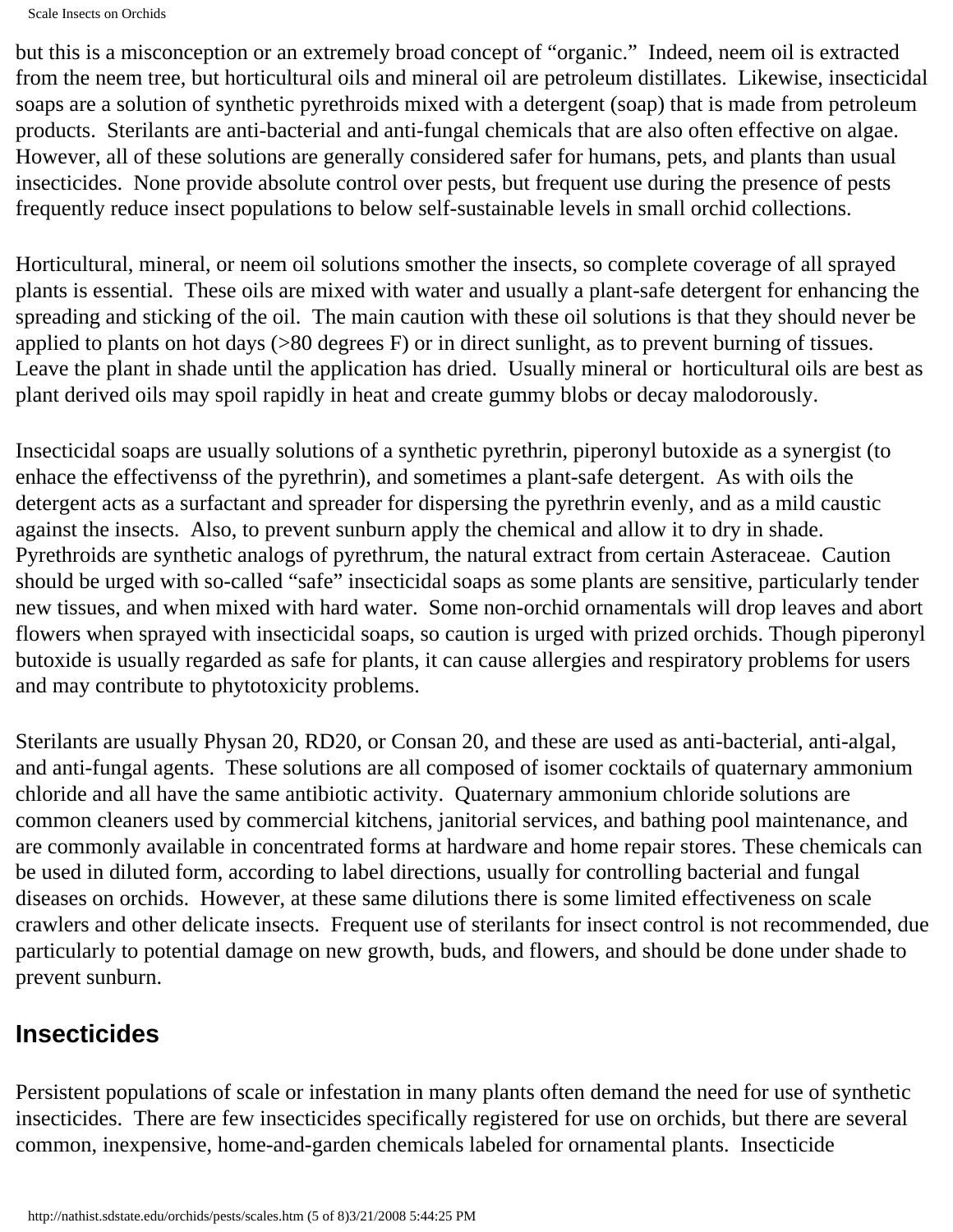but this is a misconception or an extremely broad concept of "organic." Indeed, neem oil is extracted from the neem tree, but horticultural oils and mineral oil are petroleum distillates. Likewise, insecticidal soaps are a solution of synthetic pyrethroids mixed with a detergent (soap) that is made from petroleum products. Sterilants are anti-bacterial and anti-fungal chemicals that are also often effective on algae. However, all of these solutions are generally considered safer for humans, pets, and plants than usual insecticides. None provide absolute control over pests, but frequent use during the presence of pests frequently reduce insect populations to below self-sustainable levels in small orchid collections.

Horticultural, mineral, or neem oil solutions smother the insects, so complete coverage of all sprayed plants is essential. These oils are mixed with water and usually a plant-safe detergent for enhancing the spreading and sticking of the oil. The main caution with these oil solutions is that they should never be applied to plants on hot days (>80 degrees F) or in direct sunlight, as to prevent burning of tissues. Leave the plant in shade until the application has dried. Usually mineral or horticultural oils are best as plant derived oils may spoil rapidly in heat and create gummy blobs or decay malodorously.

Insecticidal soaps are usually solutions of a synthetic pyrethrin, piperonyl butoxide as a synergist (to enhace the effectivenss of the pyrethrin), and sometimes a plant-safe detergent. As with oils the detergent acts as a surfactant and spreader for dispersing the pyrethrin evenly, and as a mild caustic against the insects. Also, to prevent sunburn apply the chemical and allow it to dry in shade. Pyrethroids are synthetic analogs of pyrethrum, the natural extract from certain Asteraceae. Caution should be urged with so-called "safe" insecticidal soaps as some plants are sensitive, particularly tender new tissues, and when mixed with hard water. Some non-orchid ornamentals will drop leaves and abort flowers when sprayed with insecticidal soaps, so caution is urged with prized orchids. Though piperonyl butoxide is usually regarded as safe for plants, it can cause allergies and respiratory problems for users and may contribute to phytotoxicity problems.

Sterilants are usually Physan 20, RD20, or Consan 20, and these are used as anti-bacterial, anti-algal, and anti-fungal agents. These solutions are all composed of isomer cocktails of quaternary ammonium chloride and all have the same antibiotic activity. Quaternary ammonium chloride solutions are common cleaners used by commercial kitchens, janitorial services, and bathing pool maintenance, and are commonly available in concentrated forms at hardware and home repair stores. These chemicals can be used in diluted form, according to label directions, usually for controlling bacterial and fungal diseases on orchids. However, at these same dilutions there is some limited effectiveness on scale crawlers and other delicate insects. Frequent use of sterilants for insect control is not recommended, due particularly to potential damage on new growth, buds, and flowers, and should be done under shade to prevent sunburn.

## Insecticides

Persistent populations of scale or infestation in many plants often demand the need for use of synthetic insecticides. There are few insecticides specifically registered for use on orchids, but there are several common, inexpensive, home-and-garden chemicals labeled for ornamental plants. Insecticide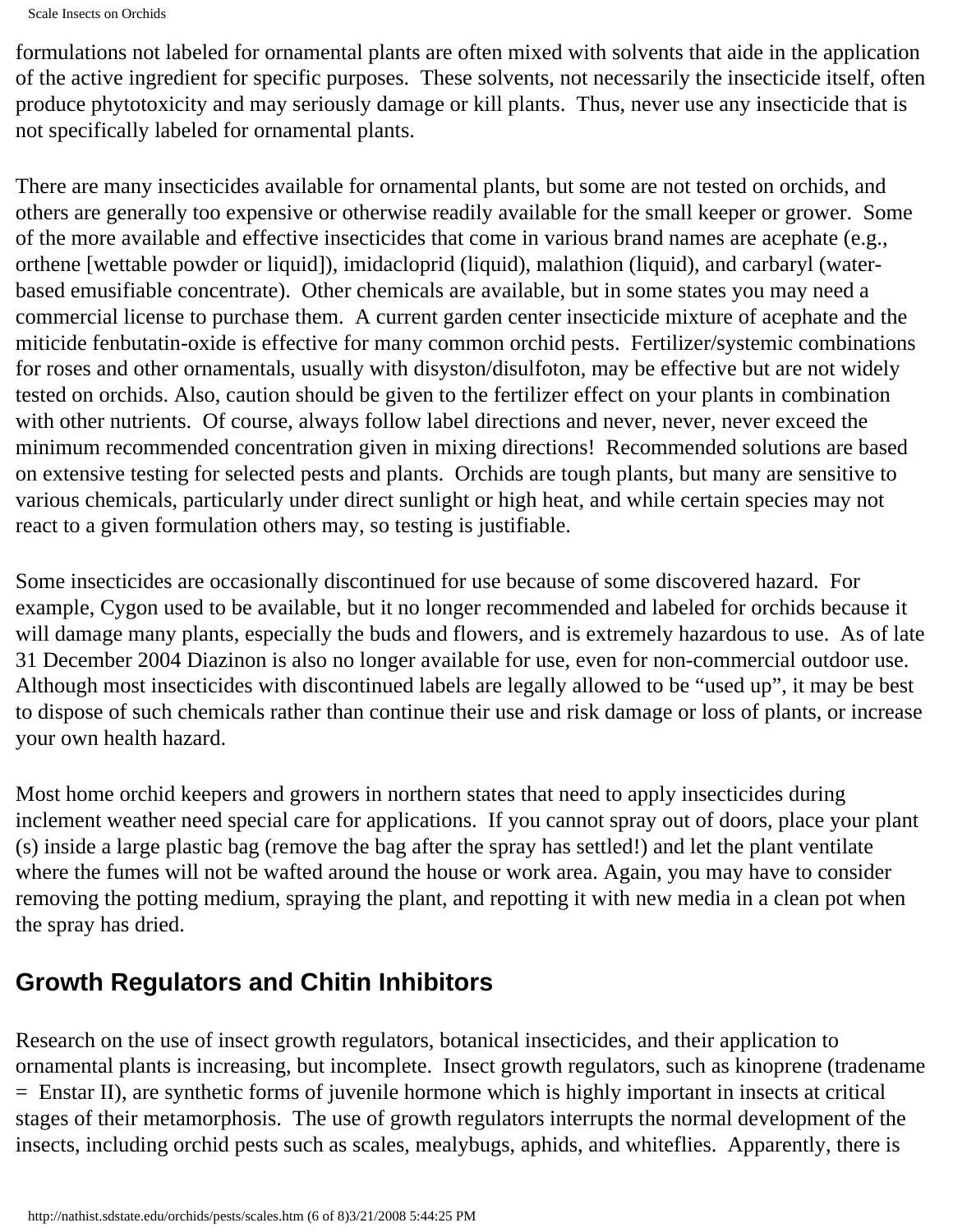formulations not labeled for ornamental plants are often mixed with solvents that aide in the application of the active ingredient for specific purposes. These solvents, not necessarily the insecticide itself, often produce phytotoxicity and may seriously damage or kill plants. Thus, never use any insecticide that is not specifically labeled for ornamental plants.

There are many insecticides available for ornamental plants, but some are not tested on orchids, and others are generally too expensive or otherwise readily available for the small keeper or grower. Some of the more available and effective insecticides that come in various brand names are acephate (e.g., orthene [wettable powder or liquid]), imidacloprid (liquid), malathion (liquid), and carbaryl (water-based emusifiable concentrate). Other chemicals are available, but in some states you may need a commercial license to purchase them. A current garden center insecticide mixture of acephate and the miticide fenbutatin-oxide is effective for many common orchid pests. Fertilizer/systemic combinations for roses and other ornamentals, usually with disyston/disulfoton, may be effective but are not widely tested on orchids. Also, caution should be given to the fertilizer effect on your plants in combination with other nutrients. Of course, always follow label directions and never, never, never exceed the minimum recommended concentration given in mixing directions! Recommended solutions are based on extensive testing for selected pests and plants. Orchids are tough plants, but many are sensitive to various chemicals, particularly under direct sunlight or high heat, and while certain species may not react to a given formulation others may, so testing is justifiable.

Some insecticides are occasionally discontinued for use because of some discovered hazard. For example, Cygon used to be available, but it no longer recommended and labeled for orchids because it will damage many plants, especially the buds and flowers, and is extremely hazardous to use. As of late 31 December 2004 Diazinon is also no longer available for use, even for non-commercial outdoor use. Although most insecticides with discontinued labels are legally allowed to be “used up”, it may be best to dispose of such chemicals rather than continue their use and risk damage or loss of plants, or increase your own health hazard.

Most home orchid keepers and growers in northern states that need to apply insecticides during inclement weather need special care for applications. If you cannot spray out of doors, place your plant (s) inside a large plastic bag (remove the bag after the spray has settled!) and let the plant ventilate where the fumes will not be wafted around the house or work area. Again, you may have to consider removing the potting medium, spraying the plant, and repotting it with new media in a clean pot when the spray has dried.

## Growth Regulators and Chitin Inhibitors

Research on the use of insect growth regulators, botanical insecticides, and their application to ornamental plants is increasing, but incomplete. Insect growth regulators, such as kinoprene (tradename = Enstar II), are synthetic forms of juvenile hormone which is highly important in insects at critical stages of their metamorphosis. The use of growth regulators interrupts the normal development of the insects, including orchid pests such as scales, mealybugs, aphids, and whiteflies. Apparently, there is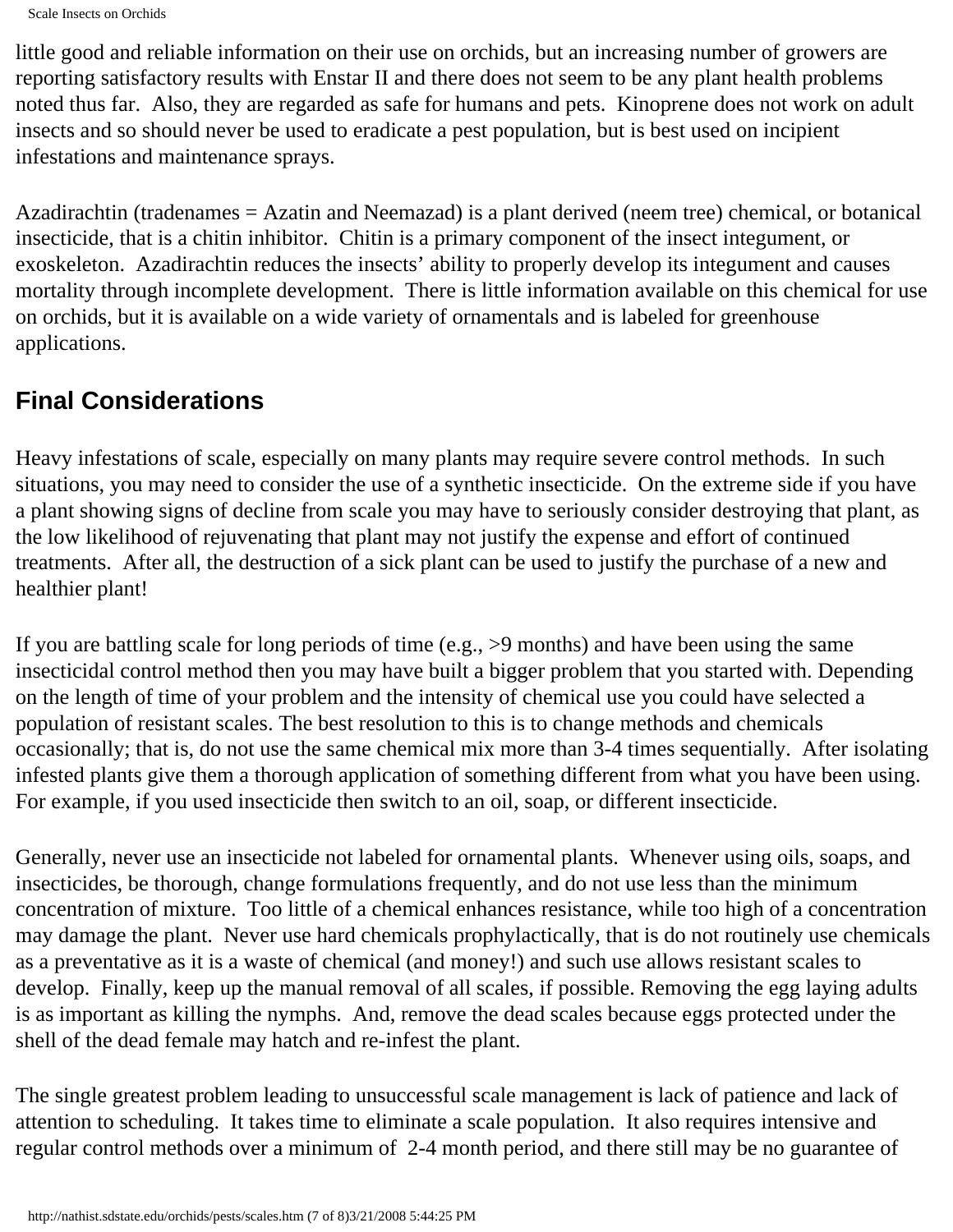little good and reliable information on their use on orchids, but an increasing number of growers are reporting satisfactory results with Enstar II and there does not seem to be any plant health problems noted thus far. Also, they are regarded as safe for humans and pets. Kinoprene does not work on adult insects and so should never be used to eradicate a pest population, but is best used on incipient infestations and maintenance sprays.

Azadirachtin (tradenames = Azatin and Neemazad) is a plant derived (neem tree) chemical, or botanical insecticide, that is a chitin inhibitor. Chitin is a primary component of the insect integument, or exoskeleton. Azadirachtin reduces the insects' ability to properly develop its integument and causes mortality through incomplete development. There is little information available on this chemical for use on orchids, but it is available on a wide variety of ornamentals and is labeled for greenhouse applications.

## Final Considerations

Heavy infestations of scale, especially on many plants may require severe control methods. In such situations, you may need to consider the use of a synthetic insecticide. On the extreme side if you have a plant showing signs of decline from scale you may have to seriously consider destroying that plant, as the low likelihood of rejuvenating that plant may not justify the expense and effort of continued treatments. After all, the destruction of a sick plant can be used to justify the purchase of a new and healthier plant!

If you are battling scale for long periods of time (e.g., >9 months) and have been using the same insecticidal control method then you may have built a bigger problem that you started with. Depending on the length of time of your problem and the intensity of chemical use you could have selected a population of resistant scales. The best resolution to this is to change methods and chemicals occasionally; that is, do not use the same chemical mix more than 3-4 times sequentially. After isolating infested plants give them a thorough application of something different from what you have been using. For example, if you used insecticide then switch to an oil, soap, or different insecticide.

Generally, never use an insecticide not labeled for ornamental plants. Whenever using oils, soaps, and insecticides, be thorough, change formulations frequently, and do not use less than the minimum concentration of mixture. Too little of a chemical enhances resistance, while too high of a concentration may damage the plant. Never use hard chemicals prophylactically, that is do not routinely use chemicals as a preventative as it is a waste of chemical (and money!) and such use allows resistant scales to develop. Finally, keep up the manual removal of all scales, if possible. Removing the egg laying adults is as important as killing the nymphs. And, remove the dead scales because eggs protected under the shell of the dead female may hatch and re-infest the plant.

The single greatest problem leading to unsuccessful scale management is lack of patience and lack of attention to scheduling. It takes time to eliminate a scale population. It also requires intensive and regular control methods over a minimum of 2-4 month period, and there still may be no guarantee of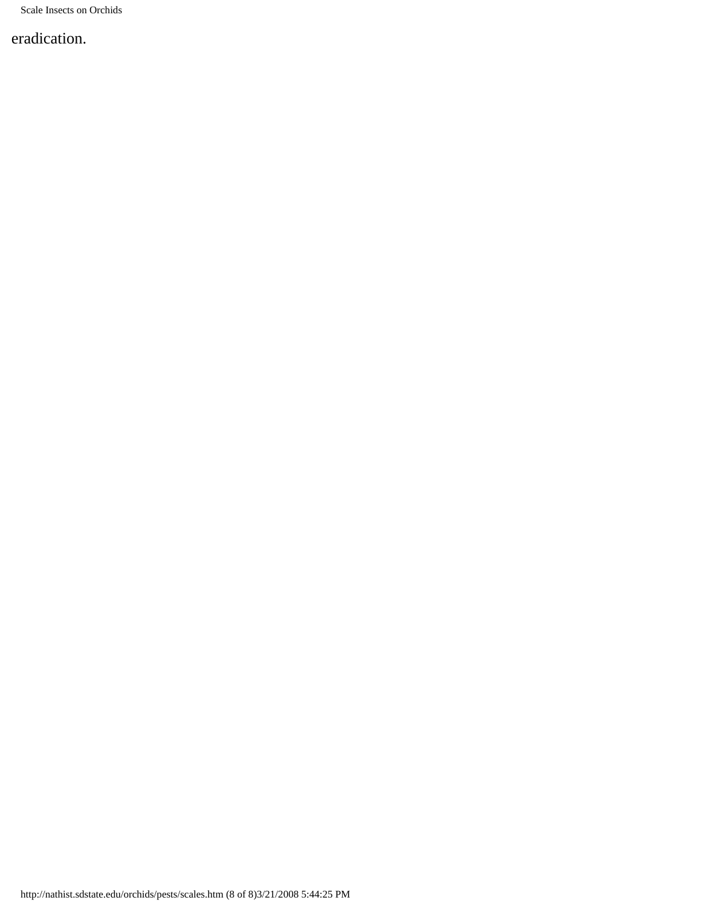eradication.